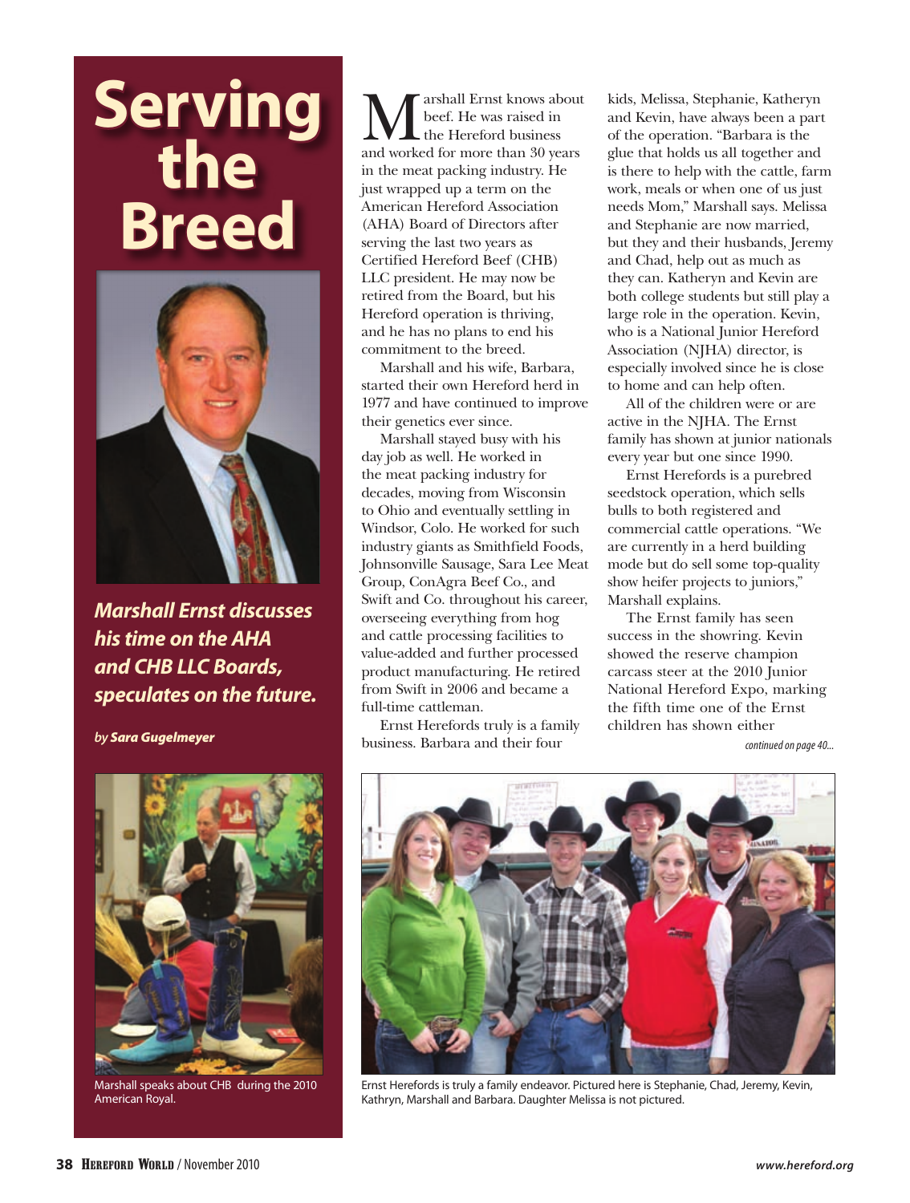# Serving the Breed

***Marshall Ernst discusses his time on the AHA and CHB LLC Boards, speculates on the future.***

*by* ***Sara Gugelmeyer***

Marshall Ernst knows about beef. He was raised in the Hereford business and worked for more than 30 years in the meat packing industry. He just wrapped up a term on the American Hereford Association (AHA) Board of Directors after serving the last two years as Certified Hereford Beef (CHB) LLC president. He may now be retired from the Board, but his Hereford operation is thriving, and he has no plans to end his commitment to the breed.

Marshall and his wife, Barbara, started their own Hereford herd in 1977 and have continued to improve their genetics ever since.

Marshall stayed busy with his day job as well. He worked in the meat packing industry for decades, moving from Wisconsin to Ohio and eventually settling in Windsor, Colo. He worked for such industry giants as Smithfield Foods, Johnsonville Sausage, Sara Lee Meat Group, ConAgra Beef Co., and Swift and Co. throughout his career, overseeing everything from hog and cattle processing facilities to value-added and further processed product manufacturing. He retired from Swift in 2006 and became a full-time cattleman.

Ernst Herefords truly is a family business. Barbara and their four kids, Melissa, Stephanie, Katheryn and Kevin, have always been a part of the operation. "Barbara is the glue that holds us all together and is there to help with the cattle, farm work, meals or when one of us just needs Mom," Marshall says. Melissa and Stephanie are now married, but they and their husbands, Jeremy and Chad, help out as much as they can. Katheryn and Kevin are both college students but still play a large role in the operation. Kevin, who is a National Junior Hereford Association (NJHA) director, is especially involved since he is close to home and can help often.

All of the children were or are active in the NJHA. The Ernst family has shown at junior nationals every year but one since 1990.

Ernst Herefords is a purebred seedstock operation, which sells bulls to both registered and commercial cattle operations. "We are currently in a herd building mode but do sell some top-quality show heifer projects to juniors," Marshall explains.

The Ernst family has seen success in the showring. Kevin showed the reserve champion carcass steer at the 2010 Junior National Hereford Expo, marking the fifth time one of the Ernst children has shown either

*continued on page 40...*

Marshall speaks about CHB during the 2010 American Royal.

Ernst Herefords is truly a family endeavor. Pictured here is Stephanie, Chad, Jeremy, Kevin, Kathryn, Marshall and Barbara. Daughter Melissa is not pictured.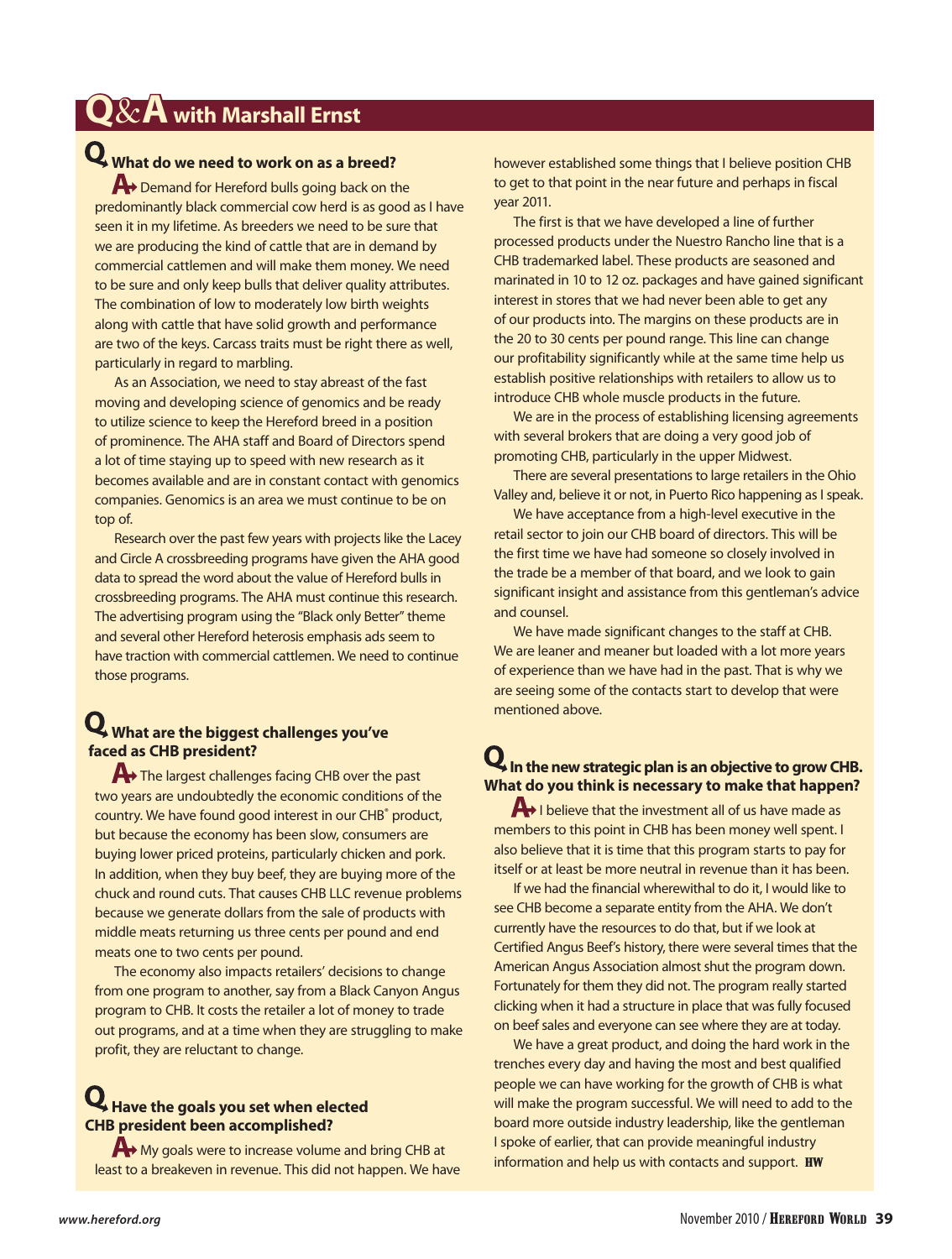## Q&A with Marshall Ernst

**Q What do we need to work on as a breed?**

**A** Demand for Hereford bulls going back on the predominantly black commercial cow herd is as good as I have seen it in my lifetime. As breeders we need to be sure that we are producing the kind of cattle that are in demand by commercial cattlemen and will make them money. We need to be sure and only keep bulls that deliver quality attributes. The combination of low to moderately low birth weights along with cattle that have solid growth and performance are two of the keys. Carcass traits must be right there as well, particularly in regard to marbling.

As an Association, we need to stay abreast of the fast moving and developing science of genomics and be ready to utilize science to keep the Hereford breed in a position of prominence. The AHA staff and Board of Directors spend a lot of time staying up to speed with new research as it becomes available and are in constant contact with genomics companies. Genomics is an area we must continue to be on top of.

Research over the past few years with projects like the Lacey and Circle A crossbreeding programs have given the AHA good data to spread the word about the value of Hereford bulls in crossbreeding programs. The AHA must continue this research. The advertising program using the "Black only Better" theme and several other Hereford heterosis emphasis ads seem to have traction with commercial cattlemen. We need to continue those programs.

**Q What are the biggest challenges you've faced as CHB president?**

**A** The largest challenges facing CHB over the past two years are undoubtedly the economic conditions of the country. We have found good interest in our CHB® product, but because the economy has been slow, consumers are buying lower priced proteins, particularly chicken and pork. In addition, when they buy beef, they are buying more of the chuck and round cuts. That causes CHB LLC revenue problems because we generate dollars from the sale of products with middle meats returning us three cents per pound and end meats one to two cents per pound.

The economy also impacts retailers' decisions to change from one program to another, say from a Black Canyon Angus program to CHB. It costs the retailer a lot of money to trade out programs, and at a time when they are struggling to make profit, they are reluctant to change.

**Q Have the goals you set when elected CHB president been accomplished?**

**A** My goals were to increase volume and bring CHB at least to a breakeven in revenue. This did not happen. We have however established some things that I believe position CHB to get to that point in the near future and perhaps in fiscal year 2011.

The first is that we have developed a line of further processed products under the Nuestro Rancho line that is a CHB trademarked label. These products are seasoned and marinated in 10 to 12 oz. packages and have gained significant interest in stores that we had never been able to get any of our products into. The margins on these products are in the 20 to 30 cents per pound range. This line can change our profitability significantly while at the same time help us establish positive relationships with retailers to allow us to introduce CHB whole muscle products in the future.

We are in the process of establishing licensing agreements with several brokers that are doing a very good job of promoting CHB, particularly in the upper Midwest.

There are several presentations to large retailers in the Ohio Valley and, believe it or not, in Puerto Rico happening as I speak.

We have acceptance from a high-level executive in the retail sector to join our CHB board of directors. This will be the first time we have had someone so closely involved in the trade be a member of that board, and we look to gain significant insight and assistance from this gentleman's advice and counsel.

We have made significant changes to the staff at CHB. We are leaner and meaner but loaded with a lot more years of experience than we have had in the past. That is why we are seeing some of the contacts start to develop that were mentioned above.

**Q In the new strategic plan is an objective to grow CHB. What do you think is necessary to make that happen?**

**A** I believe that the investment all of us have made as members to this point in CHB has been money well spent. I also believe that it is time that this program starts to pay for itself or at least be more neutral in revenue than it has been.

If we had the financial wherewithal to do it, I would like to see CHB become a separate entity from the AHA. We don't currently have the resources to do that, but if we look at Certified Angus Beef's history, there were several times that the American Angus Association almost shut the program down. Fortunately for them they did not. The program really started clicking when it had a structure in place that was fully focused on beef sales and everyone can see where they are at today.

We have a great product, and doing the hard work in the trenches every day and having the most and best qualified people we can have working for the growth of CHB is what will make the program successful. We will need to add to the board more outside industry leadership, like the gentleman I spoke of earlier, that can provide meaningful industry information and help us with contacts and support. HW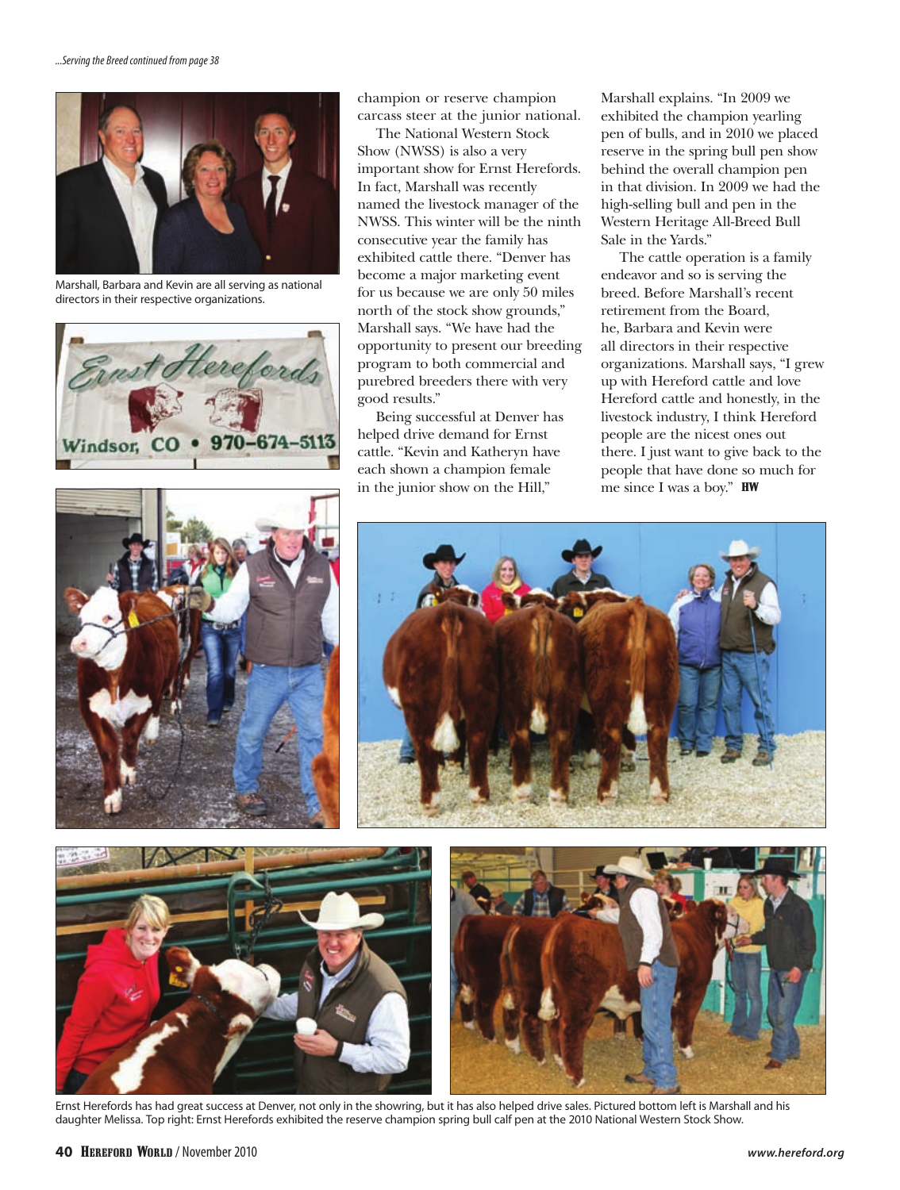*...Serving the Breed continued from page 38*

Marshall, Barbara and Kevin are all serving as national directors in their respective organizations.

Ernst Herefords
Windsor, CO • 970-674-5113

champion or reserve champion carcass steer at the junior national.

The National Western Stock Show (NWSS) is also a very important show for Ernst Herefords. In fact, Marshall was recently named the livestock manager of the NWSS. This winter will be the ninth consecutive year the family has exhibited cattle there. "Denver has become a major marketing event for us because we are only 50 miles north of the stock show grounds," Marshall says. "We have had the opportunity to present our breeding program to both commercial and purebred breeders there with very good results."

Being successful at Denver has helped drive demand for Ernst cattle. "Kevin and Katheryn have each shown a champion female in the junior show on the Hill," Marshall explains. "In 2009 we exhibited the champion yearling pen of bulls, and in 2010 we placed reserve in the spring bull pen show behind the overall champion pen in that division. In 2009 we had the high-selling bull and pen in the Western Heritage All-Breed Bull Sale in the Yards."

The cattle operation is a family endeavor and so is serving the breed. Before Marshall's recent retirement from the Board, he, Barbara and Kevin were all directors in their respective organizations. Marshall says, "I grew up with Hereford cattle and love Hereford cattle and honestly, in the livestock industry, I think Hereford people are the nicest ones out there. I just want to give back to the people that have done so much for me since I was a boy." **HW**

Ernst Herefords has had great success at Denver, not only in the showring, but it has also helped drive sales. Pictured bottom left is Marshall and his daughter Melissa. Top right: Ernst Herefords exhibited the reserve champion spring bull calf pen at the 2010 National Western Stock Show.